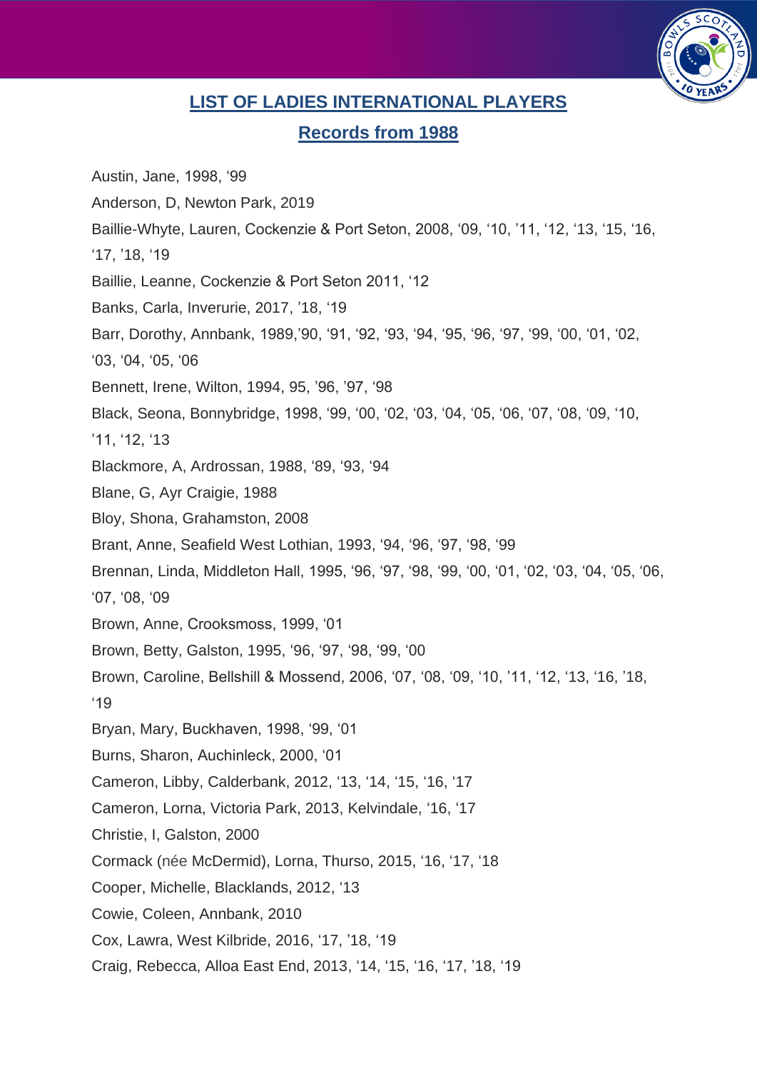## LIST OF LADIES INTERNATIONAL PLAYERS

## Records from 1988

Austin, Jane, 1998, '99

Anderson, D, Newton Park, 2019

Baillie-Whyte, Lauren, Cockenzie & Port Seton, 2008, '09, '10, '11, '12, '13, '15, '16, '17, '18, '19

Baillie, Leanne, Cockenzie & Port Seton 2011, '12

Banks, Carla, Inverurie, 2017, '18, '19

Barr, Dorothy, Annbank, 1989,'90, '91, '92, '93, '94, '95, '96, '97, '99, '00, '01, '02, '03, '04, '05, '06

Bennett, Irene, Wilton, 1994, 95, '96, '97, '98

Black, Seona, Bonnybridge, 1998, '99, '00, '02, '03, '04, '05, '06, '07, '08, '09, '10, '11, '12, '13

Blackmore, A, Ardrossan, 1988, '89, '93, '94

Blane, G, Ayr Craigie, 1988

Bloy, Shona, Grahamston, 2008

Brant, Anne, Seafield West Lothian, 1993, '94, '96, '97, '98, '99

Brennan, Linda, Middleton Hall, 1995, '96, '97, '98, '99, '00, '01, '02, '03, '04, '05, '06, '07, '08, '09

Brown, Anne, Crooksmoss, 1999, '01

Brown, Betty, Galston, 1995, '96, '97, '98, '99, '00

Brown, Caroline, Bellshill & Mossend, 2006, '07, '08, '09, '10, '11, '12, '13, '16, '18, '19

Bryan, Mary, Buckhaven, 1998, '99, '01

Burns, Sharon, Auchinleck, 2000, '01

Cameron, Libby, Calderbank, 2012, '13, '14, '15, '16, '17

Cameron, Lorna, Victoria Park, 2013, Kelvindale, '16, '17

Christie, I, Galston, 2000

Cormack (née McDermid), Lorna, Thurso, 2015, '16, '17, '18

Cooper, Michelle, Blacklands, 2012, '13

Cowie, Coleen, Annbank, 2010

Cox, Lawra, West Kilbride, 2016, '17, '18, '19

Craig, Rebecca, Alloa East End, 2013, '14, '15, '16, '17, '18, '19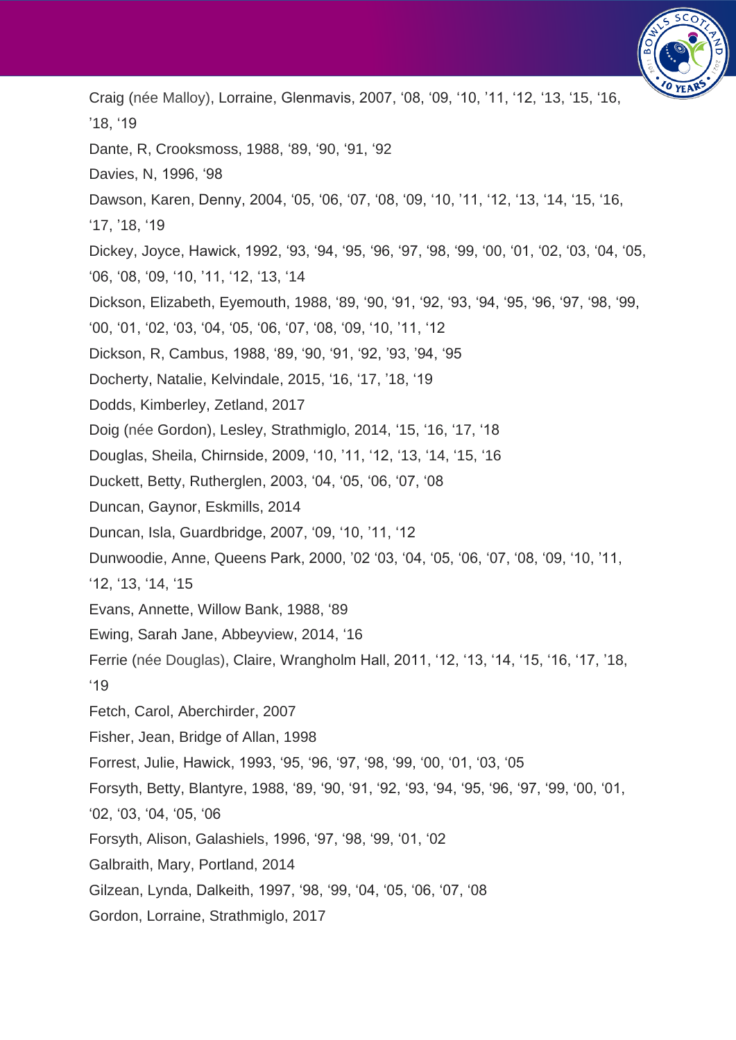Craig (née Malloy), Lorraine, Glenmavis, 2007, ‘08, ‘09, ‘10, ’11, ‘12, ‘13, ‘15, ‘16, ’18, ‘19

Dante, R, Crooksmoss, 1988, ‘89, ‘90, ‘91, ‘92

Davies, N, 1996, ‘98

Dawson, Karen, Denny, 2004, ‘05, ‘06, ‘07, ‘08, ‘09, ‘10, ‘11, ‘12, ‘13, ‘14, ‘15, ‘16, ‘17, ’18, ‘19

Dickey, Joyce, Hawick, 1992, ‘93, ‘94, ‘95, ‘96, ‘97, ‘98, ‘99, ‘00, ‘01, ‘02, ‘03, ‘04, ‘05, ‘06, ‘08, ‘09, ‘10, ’11, ‘12, ‘13, ‘14

Dickson, Elizabeth, Eyemouth, 1988, ‘89, ‘90, ‘91, ‘92, ‘93, ‘94, ‘95, ‘96, ‘97, ‘98, ‘99, ‘00, ‘01, ‘02, ‘03, ‘04, ‘05, ‘06, ‘07, ‘08, ‘09, ‘10, ’11, ‘12

Dickson, R, Cambus, 1988, ‘89, ‘90, ‘91, ‘92, ‘93, ’94, ‘95

Docherty, Natalie, Kelvindale, 2015, ‘16, ‘17, ’18, ‘19

Dodds, Kimberley, Zetland, 2017

Doig (née Gordon), Lesley, Strathmiglo, 2014, ‘15, ‘16, ‘17, ‘18

Douglas, Sheila, Chirnside, 2009, ‘10, ’11, ‘12, ‘13, ‘14, ‘15, ‘16

Duckett, Betty, Rutherglen, 2003, ‘04, ‘05, ‘06, ‘07, ‘08

Duncan, Gaynor, Eskmills, 2014

Duncan, Isla, Guardbridge, 2007, ‘09, ‘10, ’11, ‘12

Dunwoodie, Anne, Queens Park, 2000, ’02 ‘03, ‘04, ‘05, ‘06, ‘07, ‘08, ‘09, ‘10, ‘11, ‘12, ‘13, ‘14, ‘15

Evans, Annette, Willow Bank, 1988, ‘89

Ewing, Sarah Jane, Abbeyview, 2014, ‘16

Ferrie (née Douglas), Claire, Wrangholm Hall, 2011, ‘12, ‘13, ‘14, ‘15, ‘16, ‘17, ’18, ‘19

Fetch, Carol, Aberchirder, 2007

Fisher, Jean, Bridge of Allan, 1998

Forrest, Julie, Hawick, 1993, ‘95, ‘96, ‘97, ‘98, ‘99, ‘00, ‘01, ‘03, ‘05

Forsyth, Betty, Blantyre, 1988, ‘89, ‘90, ‘91, ‘92, ‘93, ‘94, ‘95, ‘96, ‘97, ‘99, ‘00, ‘01, ‘02, ‘03, ‘04, ‘05, ‘06

Forsyth, Alison, Galashiels, 1996, ‘97, ‘98, ‘99, ‘01, ‘02

Galbraith, Mary, Portland, 2014

Gilzean, Lynda, Dalkeith, 1997, ‘98, ‘99, ‘04, ‘05, ‘06, ‘07, ‘08

Gordon, Lorraine, Strathmiglo, 2017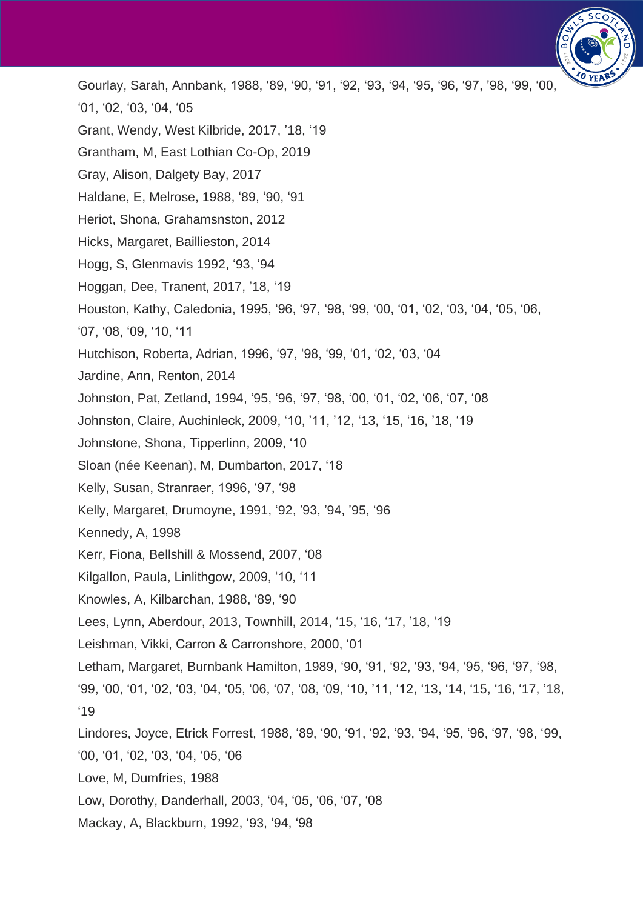Gourlay, Sarah, Annbank, 1988, ‘89, ‘90, ‘91, ‘92, ‘93, ‘94, ‘95, ‘96, ‘97, ‘98, ‘99, ‘00, ‘01, ‘02, ‘03, ‘04, ‘05

Grant, Wendy, West Kilbride, 2017, ’18, ‘19

Grantham, M, East Lothian Co-Op, 2019

Gray, Alison, Dalgety Bay, 2017

Haldane, E, Melrose, 1988, ‘89, ‘90, ‘91

Heriot, Shona, Grahamsnston, 2012

Hicks, Margaret, Baillieston, 2014

Hogg, S, Glenmavis 1992, ‘93, ‘94

Hoggan, Dee, Tranent, 2017, ’18, ‘19

Houston, Kathy, Caledonia, 1995, ‘96, ‘97, ‘98, ‘99, ‘00, ‘01, ‘02, ‘03, ‘04, ‘05, ‘06, ‘07, ‘08, ‘09, ‘10, ‘11

Hutchison, Roberta, Adrian, 1996, ‘97, ‘98, ‘99, ‘01, ‘02, ‘03, ‘04

Jardine, Ann, Renton, 2014

Johnston, Pat, Zetland, 1994, ‘95, ‘96, ‘97, ‘98, ‘00, ‘01, ‘02, ‘06, ‘07, ‘08

Johnston, Claire, Auchinleck, 2009, ‘10, ’11, ’12, ‘13, ‘15, ‘16, ’18, ‘19

Johnstone, Shona, Tipperlinn, 2009, ‘10

Sloan (née Keenan), M, Dumbarton, 2017, ‘18

Kelly, Susan, Stranraer, 1996, ‘97, ‘98

Kelly, Margaret, Drumoyne, 1991, ‘92, ‘93, ’94, ‘95, ‘96

Kennedy, A, 1998

Kerr, Fiona, Bellshill & Mossend, 2007, ‘08

Kilgallon, Paula, Linlithgow, 2009, ‘10, ‘11

Knowles, A, Kilbarchan, 1988, ‘89, ‘90

Lees, Lynn, Aberdour, 2013, Townhill, 2014, ‘15, ‘16, ‘17, ’18, ‘19

Leishman, Vikki, Carron & Carronshore, 2000, ‘01

Letham, Margaret, Burnbank Hamilton, 1989, ‘90, ‘91, ‘92, ‘93, ‘94, ‘95, ‘96, ‘97, ‘98, ‘99, ‘00, ‘01, ‘02, ‘03, ‘04, ‘05, ‘06, ‘07, ‘08, ‘09, ‘10, ’11, ‘12, ‘13, ‘14, ‘15, ‘16, ‘17, ’18, ‘19

Lindores, Joyce, Etrick Forrest, 1988, ‘89, ‘90, ‘91, ‘92, ‘93, ‘94, ‘95, ‘96, ‘97, ‘98, ‘99, ‘00, ‘01, ‘02, ‘03, ‘04, ‘05, ‘06

Love, M, Dumfries, 1988

Low, Dorothy, Danderhall, 2003, ‘04, ‘05, ‘06, ‘07, ‘08

Mackay, A, Blackburn, 1992, ‘93, ‘94, ‘98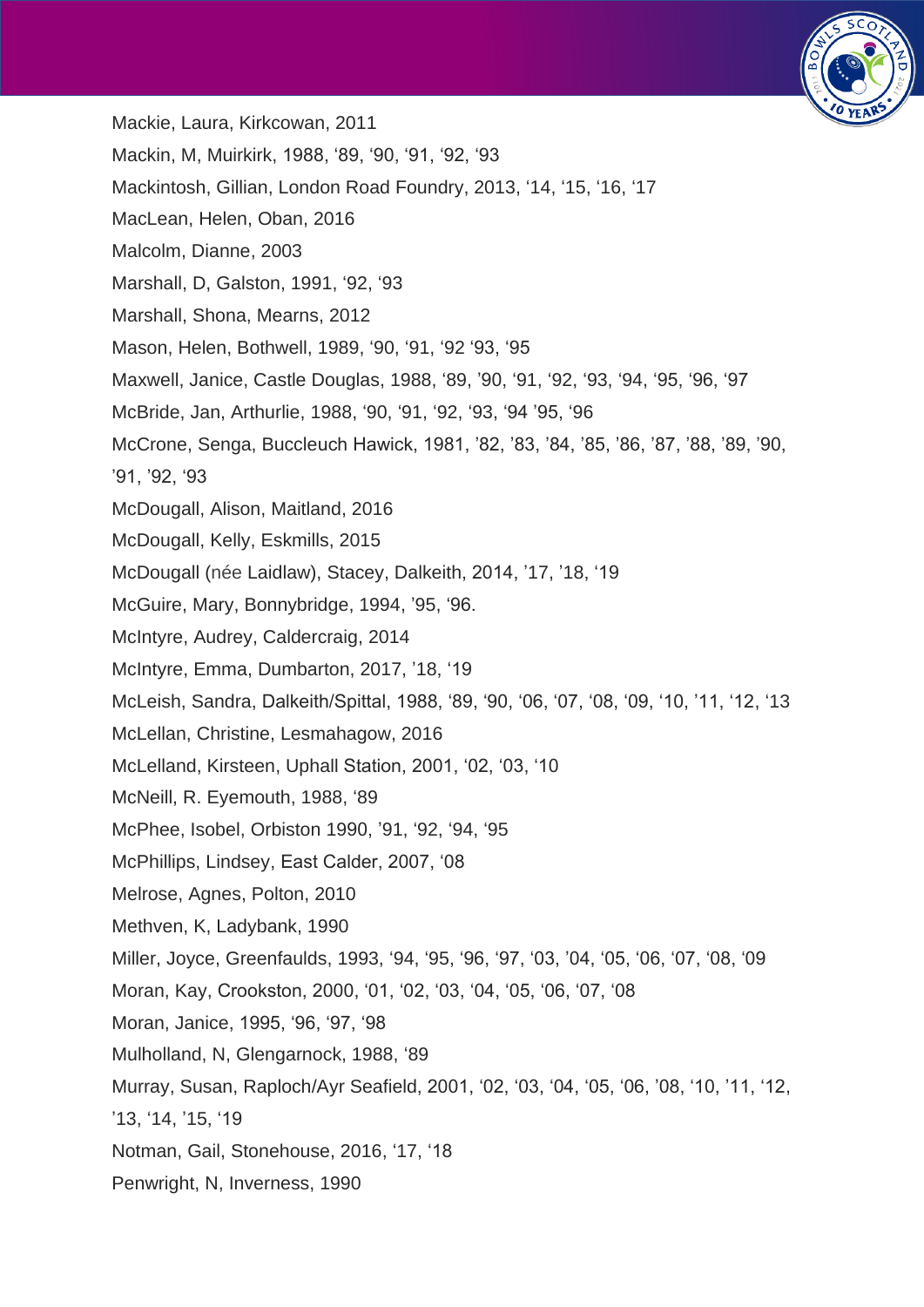Mackie, Laura, Kirkcowan, 2011

Mackin, M, Muirkirk, 1988, ‘89, ‘90, ‘91, ‘92, ‘93

Mackintosh, Gillian, London Road Foundry, 2013, ‘14, ‘15, ‘16, ‘17

MacLean, Helen, Oban, 2016

Malcolm, Dianne, 2003

Marshall, D, Galston, 1991, ‘92, ‘93

Marshall, Shona, Mearns, 2012

Mason, Helen, Bothwell, 1989, ‘90, ‘91, ‘92 ‘93, ‘95

Maxwell, Janice, Castle Douglas, 1988, ‘89, ’90, ‘91, ‘92, ‘93, ‘94, ‘95, ‘96, ‘97

McBride, Jan, Arthurlie, 1988, ‘90, ‘91, ‘92, ‘93, ‘94 ’95, ‘96

McCrone, Senga, Buccleuch Hawick, 1981, ’82, ’83, ’84, ’85, ’86, ’87, ’88, ’89, ’90, ’91, ’92, ‘93

McDougall, Alison, Maitland, 2016

McDougall, Kelly, Eskmills, 2015

McDougall (née Laidlaw), Stacey, Dalkeith, 2014, ’17, ’18, ‘19

McGuire, Mary, Bonnybridge, 1994, ‘95, ‘96.

McIntyre, Audrey, Caldercraig, 2014

McIntyre, Emma, Dumbarton, 2017, ’18, ‘19

McLeish, Sandra, Dalkeith/Spittal, 1988, ‘89, ‘90, ‘06, ‘07, ‘08, ‘09, ‘10, ’11, ‘12, ‘13

McLellan, Christine, Lesmahagow, 2016

McLelland, Kirsteen, Uphall Station, 2001, ‘02, ‘03, ‘10

McNeill, R. Eyemouth, 1988, ‘89

McPhee, Isobel, Orbiston 1990, ’91, ‘92, ‘94, ‘95

McPhillips, Lindsey, East Calder, 2007, ‘08

Melrose, Agnes, Polton, 2010

Methven, K, Ladybank, 1990

Miller, Joyce, Greenfaulds, 1993, ‘94, ‘95, ‘96, ‘97, ‘03, ’04, ‘05, ‘06, ‘07, ‘08, ‘09

Moran, Kay, Crookston, 2000, ‘01, ‘02, ‘03, ‘04, ‘05, ‘06, ‘07, ‘08

Moran, Janice, 1995, ‘96, ‘97, ‘98

Mulholland, N, Glengarnock, 1988, ‘89

Murray, Susan, Raploch/Ayr Seafield, 2001, ‘02, ‘03, ‘04, ‘05, ‘06, ’08, ‘10, ’11, ‘12, ’13, ‘14, ’15, ‘19

Notman, Gail, Stonehouse, 2016, ‘17, ‘18

Penwright, N, Inverness, 1990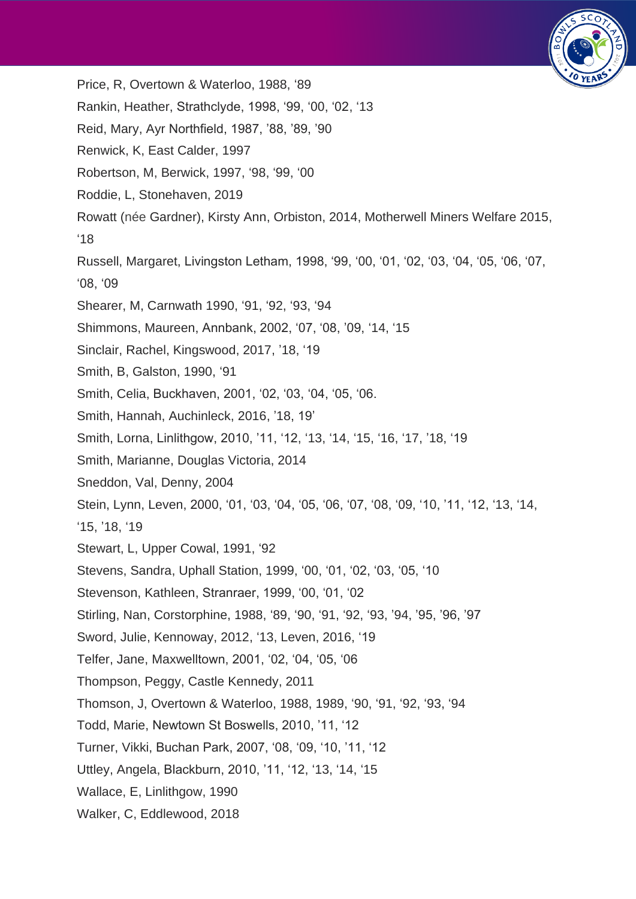Price, R, Overtown & Waterloo, 1988, '89

Rankin, Heather, Strathclyde, 1998, '99, '00, '02, '13

Reid, Mary, Ayr Northfield, 1987, '88, '89, '90

Renwick, K, East Calder, 1997

Robertson, M, Berwick, 1997, '98, '99, '00

Roddie, L, Stonehaven, 2019

Rowatt (née Gardner), Kirsty Ann, Orbiston, 2014, Motherwell Miners Welfare 2015, '18

Russell, Margaret, Livingston Letham, 1998, '99, '00, '01, '02, '03, '04, '05, '06, '07, '08, '09

Shearer, M, Carnwath 1990, '91, '92, '93, '94

Shimmons, Maureen, Annbank, 2002, '07, '08, '09, '14, '15

Sinclair, Rachel, Kingswood, 2017, '18, '19

Smith, B, Galston, 1990, '91

Smith, Celia, Buckhaven, 2001, '02, '03, '04, '05, '06.

Smith, Hannah, Auchinleck, 2016, '18, 19'

Smith, Lorna, Linlithgow, 2010, '11, '12, '13, '14, '15, '16, '17, '18, '19

Smith, Marianne, Douglas Victoria, 2014

Sneddon, Val, Denny, 2004

Stein, Lynn, Leven, 2000, '01, '03, '04, '05, '06, '07, '08, '09, '10, '11, '12, '13, '14, '15, '18, '19

Stewart, L, Upper Cowal, 1991, '92

Stevens, Sandra, Uphall Station, 1999, '00, '01, '02, '03, '05, '10

Stevenson, Kathleen, Stranraer, 1999, '00, '01, '02

Stirling, Nan, Corstorphine, 1988, '89, '90, '91, '92, '93, '94, '95, '96, '97

Sword, Julie, Kennoway, 2012, '13, Leven, 2016, '19

Telfer, Jane, Maxwelltown, 2001, '02, '04, '05, '06

Thompson, Peggy, Castle Kennedy, 2011

Thomson, J, Overtown & Waterloo, 1988, 1989, '90, '91, '92, '93, '94

Todd, Marie, Newtown St Boswells, 2010, '11, '12

Turner, Vikki, Buchan Park, 2007, '08, '09, '10, '11, '12

Uttley, Angela, Blackburn, 2010, '11, '12, '13, '14, '15

Wallace, E, Linlithgow, 1990

Walker, C, Eddlewood, 2018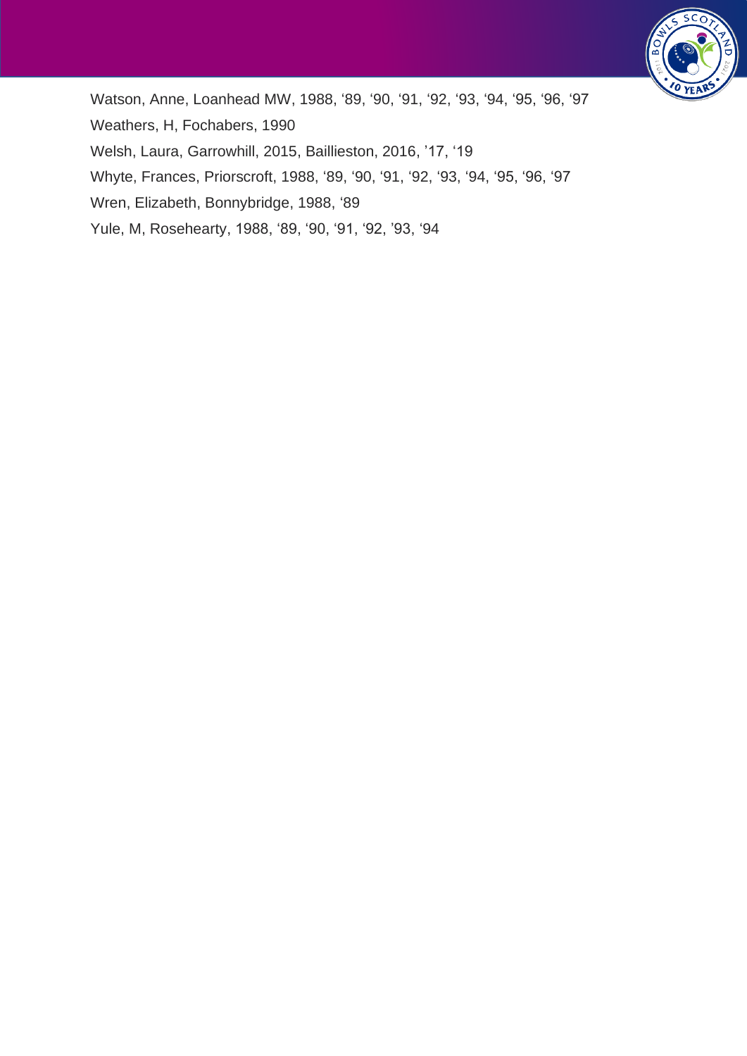Watson, Anne, Loanhead MW, 1988, ‘89, ‘90, ‘91, ‘92, ‘93, ‘94, ‘95, ‘96, ‘97

Weathers, H, Fochabers, 1990

Welsh, Laura, Garrowhill, 2015, Baillieston, 2016, ’17, ‘19

Whyte, Frances, Priorscroft, 1988, ‘89, ‘90, ‘91, ‘92, ‘93, ‘94, ‘95, ‘96, ‘97

Wren, Elizabeth, Bonnybridge, 1988, ‘89

Yule, M, Rosehearty, 1988, ‘89, ‘90, ‘91, ‘92, ’93, ‘94